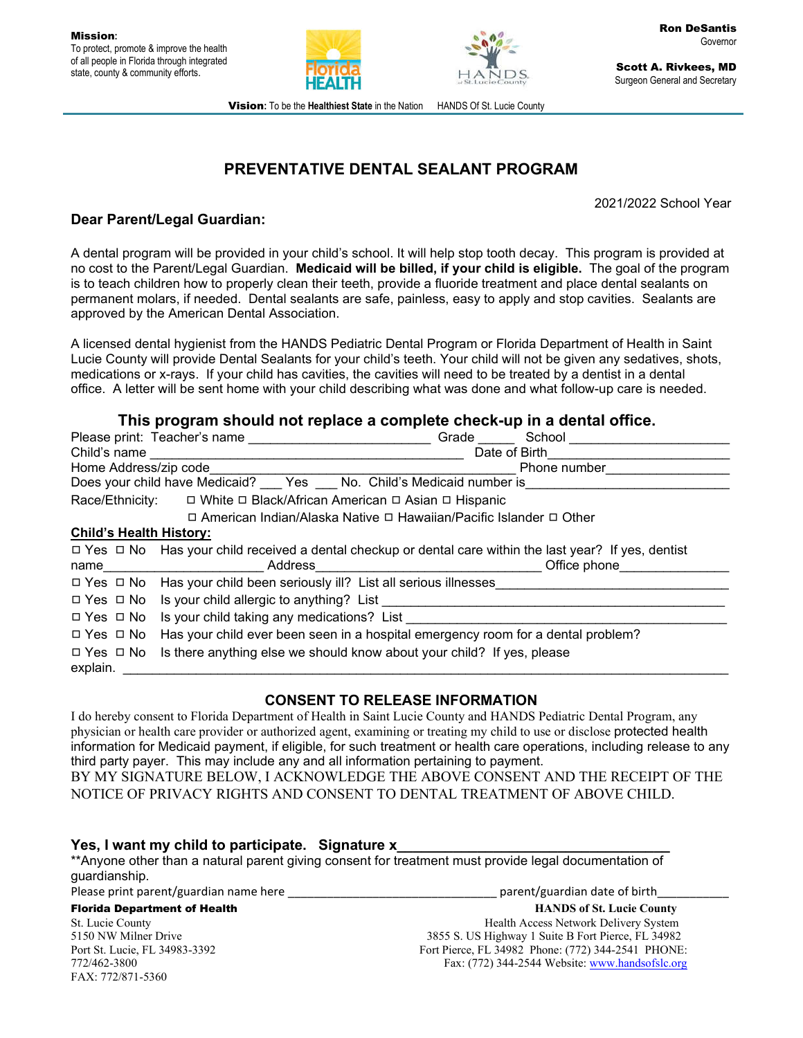**Mission**:
To protect, promote & improve the health of all people in Florida through integrated state, county & community efforts.

**Ron DeSantis**
Governor

**Scott A. Rivkees, MD**
Surgeon General and Secretary

**Vision**: To be the **Healthiest State** in the Nation HANDS Of St. Lucie County

# PREVENTATIVE DENTAL SEALANT PROGRAM

2021/2022 School Year

**Dear Parent/Legal Guardian:**

A dental program will be provided in your child's school. It will help stop tooth decay. This program is provided at no cost to the Parent/Legal Guardian. **Medicaid will be billed, if your child is eligible.** The goal of the program is to teach children how to properly clean their teeth, provide a fluoride treatment and place dental sealants on permanent molars, if needed. Dental sealants are safe, painless, easy to apply and stop cavities. Sealants are approved by the American Dental Association.

A licensed dental hygienist from the HANDS Pediatric Dental Program or Florida Department of Health in Saint Lucie County will provide Dental Sealants for your child's teeth. Your child will not be given any sedatives, shots, medications or x-rays. If your child has cavities, the cavities will need to be treated by a dentist in a dental office. A letter will be sent home with your child describing what was done and what follow-up care is needed.

## This program should not replace a complete check-up in a dental office.

Please print: Teacher's name ________________________ Grade _____ School ______________________

Child's name ________________________________________ Date of Birth________________________

Home Address/zip code__________________________________________ Phone number_________________

Does your child have Medicaid? ___ Yes ___ No. Child's Medicaid number is____________________________

Race/Ethnicity: ◻ White ◻ Black/African American ◻ Asian ◻ Hispanic
◻ American Indian/Alaska Native ◻ Hawaiian/Pacific Islander ◻ Other

**Child's Health History:**

◻ Yes ◻ No Has your child received a dental checkup or dental care within the last year? If yes, dentist name_____________________ Address_____________________________ Office phone_______________

◻ Yes ◻ No Has your child been seriously ill? List all serious illnesses________________________________

◻ Yes ◻ No Is your child allergic to anything? List ______________________________________________

◻ Yes ◻ No Is your child taking any medications? List ____________________________________________

◻ Yes ◻ No Has your child ever been seen in a hospital emergency room for a dental problem?

◻ Yes ◻ No Is there anything else we should know about your child? If yes, please explain. ________________________________________________________________________________

## CONSENT TO RELEASE INFORMATION

I do hereby consent to Florida Department of Health in Saint Lucie County and HANDS Pediatric Dental Program, any physician or health care provider or authorized agent, examining or treating my child to use or disclose protected health information for Medicaid payment, if eligible, for such treatment or health care operations, including release to any third party payer. This may include any and all information pertaining to payment.
BY MY SIGNATURE BELOW, I ACKNOWLEDGE THE ABOVE CONSENT AND THE RECEIPT OF THE NOTICE OF PRIVACY RIGHTS AND CONSENT TO DENTAL TREATMENT OF ABOVE CHILD.

**Yes, I want my child to participate. Signature x**_________________________________

**Anyone other than a natural parent giving consent for treatment must provide legal documentation of guardianship.

Please print parent/guardian name here _______________________________ parent/guardian date of birth___________

**Florida Department of Health**
St. Lucie County
5150 NW Milner Drive
Port St. Lucie, FL 34983-3392
772/462-3800
FAX: 772/871-5360

**HANDS of St. Lucie County**
Health Access Network Delivery System
3855 S. US Highway 1 Suite B Fort Pierce, FL 34982
Fort Pierce, FL 34982 Phone: (772) 344-2541 PHONE:
Fax: (772) 344-2544 Website: www.handsofslc.org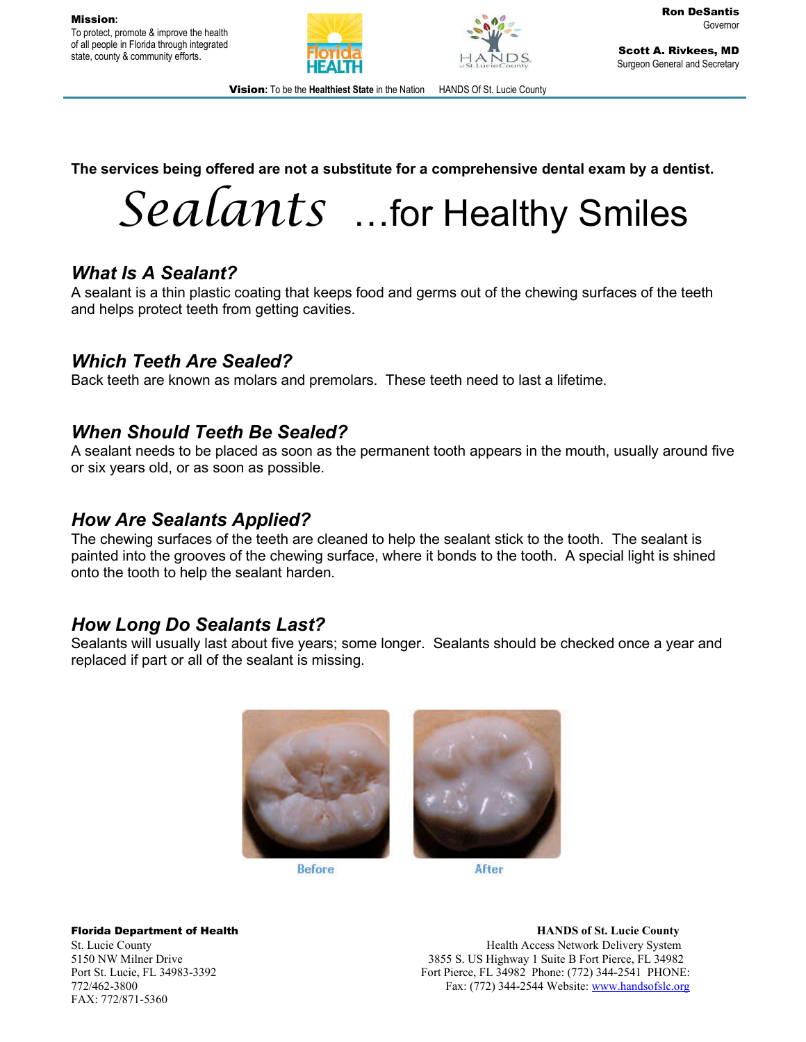**Mission**:
To protect, promote & improve the health of all people in Florida through integrated state, county & community efforts.

**Ron DeSantis**
Governor

**Scott A. Rivkees, MD**
Surgeon General and Secretary

**Vision**: To be the **Healthiest State** in the Nation HANDS Of St. Lucie County

**The services being offered are not a substitute for a comprehensive dental exam by a dentist.**

# *Sealants* …for Healthy Smiles

## *What Is A Sealant?*

A sealant is a thin plastic coating that keeps food and germs out of the chewing surfaces of the teeth and helps protect teeth from getting cavities.

## *Which Teeth Are Sealed?*

Back teeth are known as molars and premolars. These teeth need to last a lifetime.

## *When Should Teeth Be Sealed?*

A sealant needs to be placed as soon as the permanent tooth appears in the mouth, usually around five or six years old, or as soon as possible.

## *How Are Sealants Applied?*

The chewing surfaces of the teeth are cleaned to help the sealant stick to the tooth. The sealant is painted into the grooves of the chewing surface, where it bonds to the tooth. A special light is shined onto the tooth to help the sealant harden.

## *How Long Do Sealants Last?*

Sealants will usually last about five years; some longer. Sealants should be checked once a year and replaced if part or all of the sealant is missing.

Before After

**Florida Department of Health**
St. Lucie County
5150 NW Milner Drive
Port St. Lucie, FL 34983-3392
772/462-3800
FAX: 772/871-5360

**HANDS of St. Lucie County**
Health Access Network Delivery System
3855 S. US Highway 1 Suite B Fort Pierce, FL 34982
Fort Pierce, FL 34982 Phone: (772) 344-2541 PHONE:
Fax: (772) 344-2544 Website: www.handsofslc.org